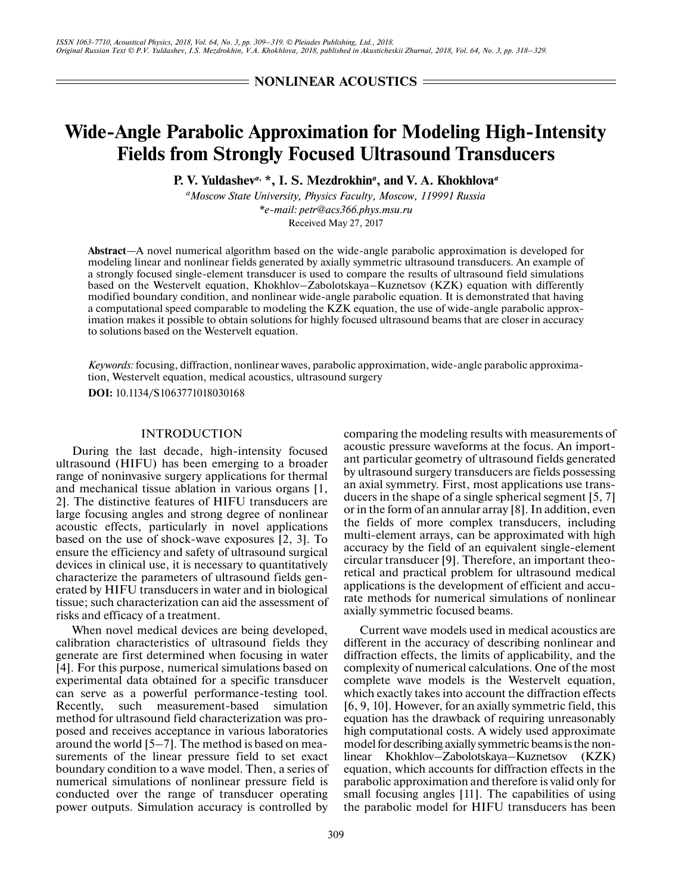## NONLINEAR ACOUSTICS

# Wide-Angle Parabolic Approximation for Modeling High-Intensity Fields from Strongly Focused Ultrasound Transducers

**P. V. Yuldashev[a, *], I. S. Mezdrokhin[a], and V. A. Khokhlova[a]**

[a]*Moscow State University, Physics Faculty, Moscow, 119991 Russia*

*\*e-mail: petr@acs366.phys.msu.ru*

Received May 27, 2017

**Abstract**—A novel numerical algorithm based on the wide-angle parabolic approximation is developed for modeling linear and nonlinear fields generated by axially symmetric ultrasound transducers. An example of a strongly focused single-element transducer is used to compare the results of ultrasound field simulations based on the Westervelt equation, Khokhlov–Zabolotskaya–Kuznetsov (KZK) equation with differently modified boundary condition, and nonlinear wide-angle parabolic equation. It is demonstrated that having a computational speed comparable to modeling the KZK equation, the use of wide-angle parabolic approximation makes it possible to obtain solutions for highly focused ultrasound beams that are closer in accuracy to solutions based on the Westervelt equation.

*Keywords:* focusing, diffraction, nonlinear waves, parabolic approximation, wide-angle parabolic approximation, Westervelt equation, medical acoustics, ultrasound surgery

**DOI:** 10.1134/S1063771018030168

## INTRODUCTION

During the last decade, high-intensity focused ultrasound (HIFU) has been emerging to a broader range of noninvasive surgery applications for thermal and mechanical tissue ablation in various organs [1, 2]. The distinctive features of HIFU transducers are large focusing angles and strong degree of nonlinear acoustic effects, particularly in novel applications based on the use of shock-wave exposures [2, 3]. To ensure the efficiency and safety of ultrasound surgical devices in clinical use, it is necessary to quantitatively characterize the parameters of ultrasound fields generated by HIFU transducers in water and in biological tissue; such characterization can aid the assessment of risks and efficacy of a treatment.

When novel medical devices are being developed, calibration characteristics of ultrasound fields they generate are first determined when focusing in water [4]. For this purpose, numerical simulations based on experimental data obtained for a specific transducer can serve as a powerful performance-testing tool. Recently, such measurement-based simulation method for ultrasound field characterization was proposed and receives acceptance in various laboratories around the world [5–7]. The method is based on measurements of the linear pressure field to set exact boundary condition to a wave model. Then, a series of numerical simulations of nonlinear pressure field is conducted over the range of transducer operating power outputs. Simulation accuracy is controlled by comparing the modeling results with measurements of acoustic pressure waveforms at the focus. An important particular geometry of ultrasound fields generated by ultrasound surgery transducers are fields possessing an axial symmetry. First, most applications use transducers in the shape of a single spherical segment [5, 7] or in the form of an annular array [8]. In addition, even the fields of more complex transducers, including multi-element arrays, can be approximated with high accuracy by the field of an equivalent single-element circular transducer [9]. Therefore, an important theoretical and practical problem for ultrasound medical applications is the development of efficient and accurate methods for numerical simulations of nonlinear axially symmetric focused beams.

Current wave models used in medical acoustics are different in the accuracy of describing nonlinear and diffraction effects, the limits of applicability, and the complexity of numerical calculations. One of the most complete wave models is the Westervelt equation, which exactly takes into account the diffraction effects [6, 9, 10]. However, for an axially symmetric field, this equation has the drawback of requiring unreasonably high computational costs. A widely used approximate model for describing axially symmetric beams is the nonlinear Khokhlov–Zabolotskaya–Kuznetsov (KZK) equation, which accounts for diffraction effects in the parabolic approximation and therefore is valid only for small focusing angles [11]. The capabilities of using the parabolic model for HIFU transducers has been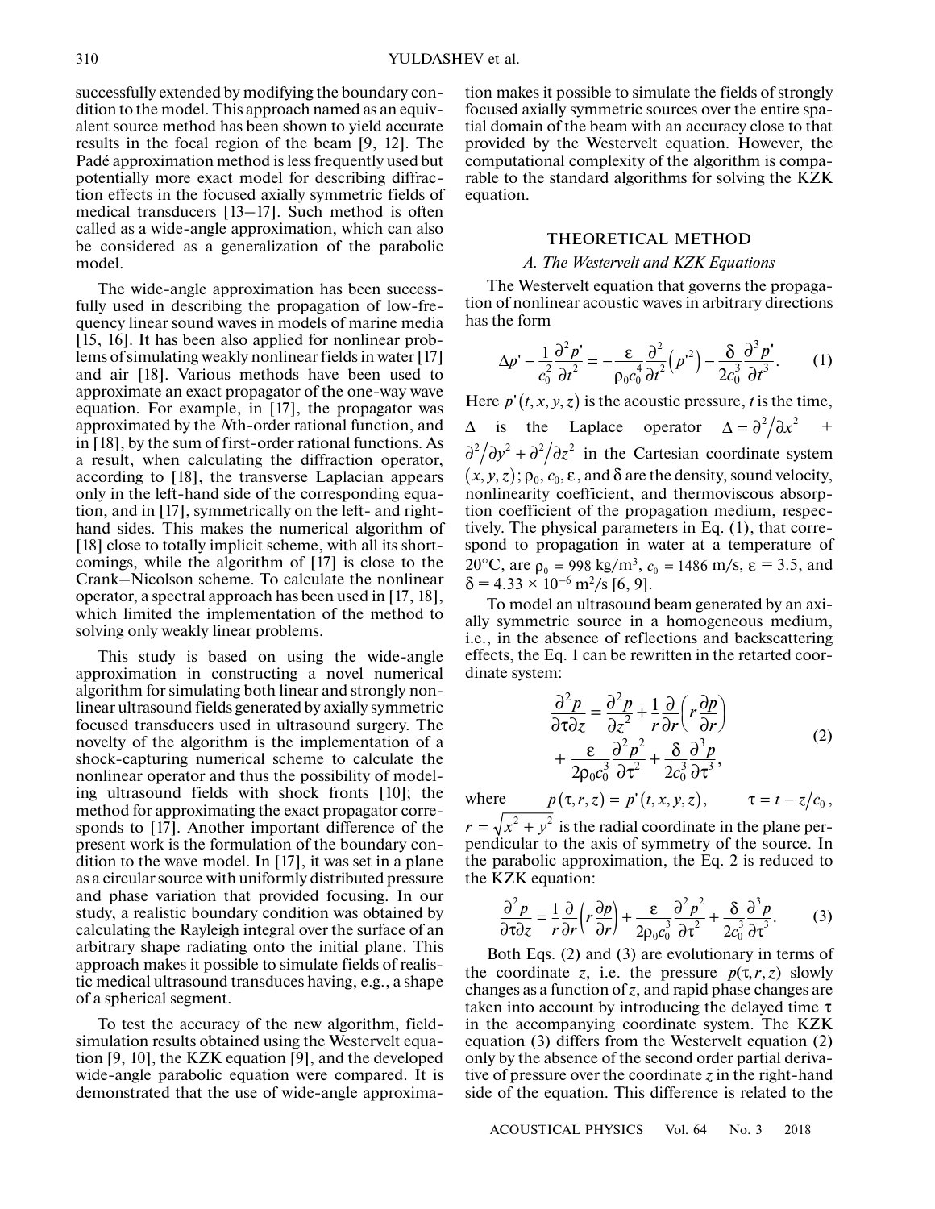successfully extended by modifying the boundary condition to the model. This approach named as an equivalent source method has been shown to yield accurate results in the focal region of the beam [9, 12]. The Padé approximation method is less frequently used but potentially more exact model for describing diffraction effects in the focused axially symmetric fields of medical transducers [13–17]. Such method is often called as a wide-angle approximation, which can also be considered as a generalization of the parabolic model.

The wide-angle approximation has been successfully used in describing the propagation of low-frequency linear sound waves in models of marine media [15, 16]. It has been also applied for nonlinear problems of simulating weakly nonlinear fields in water [17] and air [18]. Various methods have been used to approximate an exact propagator of the one-way wave equation. For example, in [17], the propagator was approximated by the *N*th-order rational function, and in [18], by the sum of first-order rational functions. As a result, when calculating the diffraction operator, according to [18], the transverse Laplacian appears only in the left-hand side of the corresponding equation, and in [17], symmetrically on the left- and right-hand sides. This makes the numerical algorithm of [18] close to totally implicit scheme, with all its shortcomings, while the algorithm of [17] is close to the Crank–Nicolson scheme. To calculate the nonlinear operator, a spectral approach has been used in [17, 18], which limited the implementation of the method to solving only weakly linear problems.

This study is based on using the wide-angle approximation in constructing a novel numerical algorithm for simulating both linear and strongly nonlinear ultrasound fields generated by axially symmetric focused transducers used in ultrasound surgery. The novelty of the algorithm is the implementation of a shock-capturing numerical scheme to calculate the nonlinear operator and thus the possibility of modeling ultrasound fields with shock fronts [10]; the method for approximating the exact propagator corresponds to [17]. Another important difference of the present work is the formulation of the boundary condition to the wave model. In [17], it was set in a plane as a circular source with uniformly distributed pressure and phase variation that provided focusing. In our study, a realistic boundary condition was obtained by calculating the Rayleigh integral over the surface of an arbitrary shape radiating onto the initial plane. This approach makes it possible to simulate fields of realistic medical ultrasound transduces having, e.g., a shape of a spherical segment.

To test the accuracy of the new algorithm, field-simulation results obtained using the Westervelt equation [9, 10], the KZK equation [9], and the developed wide-angle parabolic equation were compared. It is demonstrated that the use of wide-angle approximation makes it possible to simulate the fields of strongly focused axially symmetric sources over the entire spatial domain of the beam with an accuracy close to that provided by the Westervelt equation. However, the computational complexity of the algorithm is comparable to the standard algorithms for solving the KZK equation.

## THEORETICAL METHOD

### *A. The Westervelt and KZK Equations*

The Westervelt equation that governs the propagation of nonlinear acoustic waves in arbitrary directions has the form

$$\Delta p' - \frac{1}{c_0^2}\frac{\partial^2 p'}{\partial t^2} = -\frac{\varepsilon}{\rho_0 c_0^4}\frac{\partial^2}{\partial t^2}\left(p'^2\right) - \frac{\delta}{2c_0^3}\frac{\partial^3 p'}{\partial t^3}. \quad (1)$$

Here $p'(t,x,y,z)$ is the acoustic pressure, $t$ is the time, $\Delta$ is the Laplace operator $\Delta = \partial^2/\partial x^2 + \partial^2/\partial y^2 + \partial^2/\partial z^2$ in the Cartesian coordinate system $(x,y,z)$; $\rho_0$, $c_0$, $\varepsilon$, and $\delta$ are the density, sound velocity, nonlinearity coefficient, and thermoviscous absorption coefficient of the propagation medium, respectively. The physical parameters in Eq. (1), that correspond to propagation in water at a temperature of 20°C, are $\rho_0 = 998$ kg/m$^3$, $c_0 = 1486$ m/s, $\varepsilon = 3.5$, and $\delta = 4.33 \times 10^{-6}$ m$^2$/s [6, 9].

To model an ultrasound beam generated by an axially symmetric source in a homogeneous medium, i.e., in the absence of reflections and backscattering effects, the Eq. 1 can be rewritten in the retarted coordinate system:

$$\frac{\partial^2 p}{\partial \tau \partial z} = \frac{\partial^2 p}{\partial z^2} + \frac{1}{r}\frac{\partial}{\partial r}\left(r\frac{\partial p}{\partial r}\right) + \frac{\varepsilon}{2\rho_0 c_0^3}\frac{\partial^2 p^2}{\partial \tau^2} + \frac{\delta}{2c_0^3}\frac{\partial^3 p}{\partial \tau^3}, \quad (2)$$

where $p(\tau,r,z) = p'(t,x,y,z)$, $\tau = t - z/c_0$, $r = \sqrt{x^2+y^2}$ is the radial coordinate in the plane perpendicular to the axis of symmetry of the source. In the parabolic approximation, the Eq. 2 is reduced to the KZK equation:

$$\frac{\partial^2 p}{\partial \tau \partial z} = \frac{1}{r}\frac{\partial}{\partial r}\left(r\frac{\partial p}{\partial r}\right) + \frac{\varepsilon}{2\rho_0 c_0^3}\frac{\partial^2 p^2}{\partial \tau^2} + \frac{\delta}{2c_0^3}\frac{\partial^3 p}{\partial \tau^3}. \quad (3)$$

Both Eqs. (2) and (3) are evolutionary in terms of the coordinate $z$, i.e. the pressure $p(\tau,r,z)$ slowly changes as a function of $z$, and rapid phase changes are taken into account by introducing the delayed time $\tau$ in the accompanying coordinate system. The KZK equation (3) differs from the Westervelt equation (2) only by the absence of the second order partial derivative of pressure over the coordinate $z$ in the right-hand side of the equation. This difference is related to the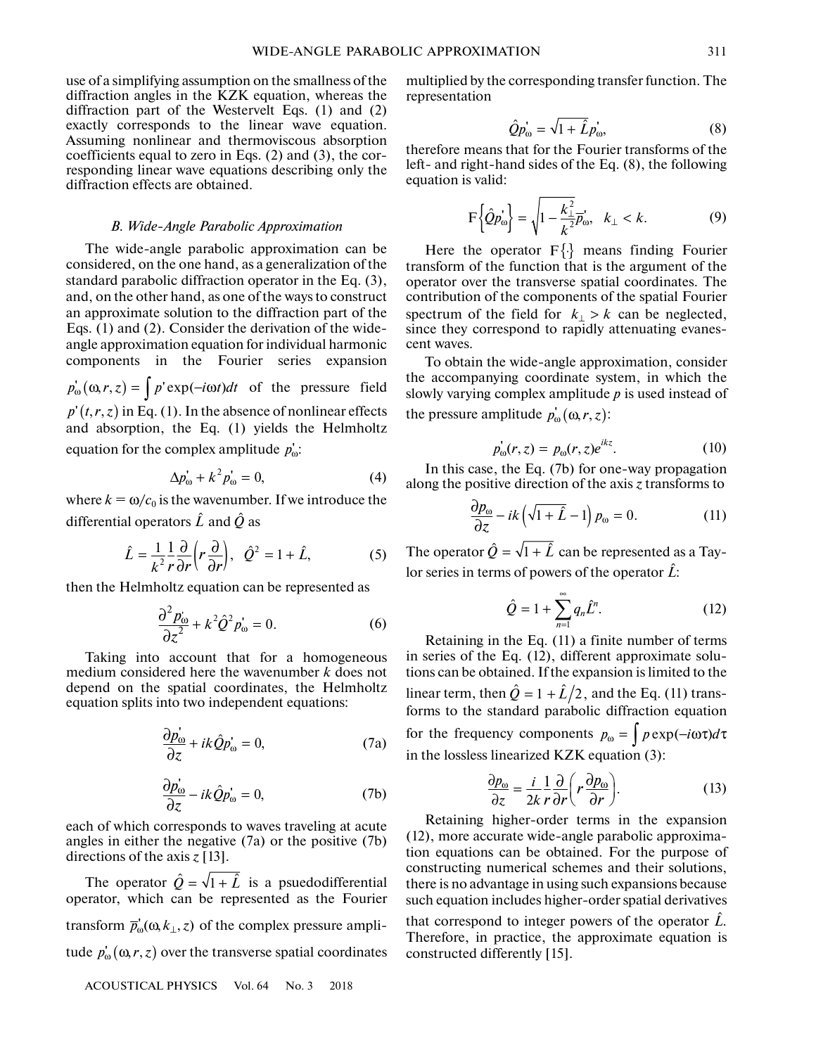use of a simplifying assumption on the smallness of the diffraction angles in the KZK equation, whereas the diffraction part of the Westervelt Eqs. (1) and (2) exactly corresponds to the linear wave equation. Assuming nonlinear and thermoviscous absorption coefficients equal to zero in Eqs. (2) and (3), the corresponding linear wave equations describing only the diffraction effects are obtained.

### *B. Wide-Angle Parabolic Approximation*

The wide-angle parabolic approximation can be considered, on the one hand, as a generalization of the standard parabolic diffraction operator in the Eq. (3), and, on the other hand, as one of the ways to construct an approximate solution to the diffraction part of the Eqs. (1) and (2). Consider the derivation of the wide-angle approximation equation for individual harmonic components in the Fourier series expansion $p'_\omega(\omega, r, z) = \int p' \exp(-i\omega t)dt$ of the pressure field $p'(t, r, z)$ in Eq. (1). In the absence of nonlinear effects and absorption, the Eq. (1) yields the Helmholtz equation for the complex amplitude $p'_\omega$:

$$\Delta p'_\omega + k^2 p'_\omega = 0, \tag{4}$$

where $k = \omega/c_0$ is the wavenumber. If we introduce the differential operators $\hat{L}$ and $\hat{Q}$ as

$$\hat{L} = \frac{1}{k^2}\frac{1}{r}\frac{\partial}{\partial r}\left(r\frac{\partial}{\partial r}\right), \quad \hat{Q}^2 = 1 + \hat{L}, \tag{5}$$

then the Helmholtz equation can be represented as

$$\frac{\partial^2 p'_\omega}{\partial z^2} + k^2 \hat{Q}^2 p'_\omega = 0. \tag{6}$$

Taking into account that for a homogeneous medium considered here the wavenumber $k$ does not depend on the spatial coordinates, the Helmholtz equation splits into two independent equations:

$$\frac{\partial p'_\omega}{\partial z} + ik\hat{Q}p'_\omega = 0, \tag{7a}$$

$$\frac{\partial p'_\omega}{\partial z} - ik\hat{Q}p'_\omega = 0, \tag{7b}$$

each of which corresponds to waves traveling at acute angles in either the negative (7a) or the positive (7b) directions of the axis $z$ [13].

The operator $\hat{Q} = \sqrt{1 + \hat{L}}$ is a psuedodifferential operator, which can be represented as the Fourier transform $\overline{p}'_\omega(\omega, k_\perp, z)$ of the complex pressure amplitude $p'_\omega(\omega, r, z)$ over the transverse spatial coordinates multiplied by the corresponding transfer function. The representation

$$\hat{Q}p'_\omega = \sqrt{1 + \hat{L}}p'_\omega, \tag{8}$$

therefore means that for the Fourier transforms of the left- and right-hand sides of the Eq. (8), the following equation is valid:

$$\mathrm{F}\left\{\hat{Q}p'_\omega\right\} = \sqrt{1 - \frac{k_\perp^2}{k^2}}\overline{p}'_\omega, \quad k_\perp < k. \tag{9}$$

Here the operator $\mathrm{F}\{\cdot\}$ means finding Fourier transform of the function that is the argument of the operator over the transverse spatial coordinates. The contribution of the components of the spatial Fourier spectrum of the field for $k_\perp > k$ can be neglected, since they correspond to rapidly attenuating evanescent waves.

To obtain the wide-angle approximation, consider the accompanying coordinate system, in which the slowly varying complex amplitude $p$ is used instead of the pressure amplitude $p'_\omega(\omega, r, z)$:

$$p'_\omega(r, z) = p_\omega(r, z)e^{ikz}. \tag{10}$$

In this case, the Eq. (7b) for one-way propagation along the positive direction of the axis $z$ transforms to

$$\frac{\partial p_\omega}{\partial z} - ik\left(\sqrt{1 + \hat{L}} - 1\right)p_\omega = 0. \tag{11}$$

The operator $\hat{Q} = \sqrt{1 + \hat{L}}$ can be represented as a Taylor series in terms of powers of the operator $\hat{L}$:

$$\hat{Q} = 1 + \sum_{n=1}^{\infty} q_n \hat{L}^n. \tag{12}$$

Retaining in the Eq. (11) a finite number of terms in series of the Eq. (12), different approximate solutions can be obtained. If the expansion is limited to the linear term, then $\hat{Q} = 1 + \hat{L}/2$, and the Eq. (11) transforms to the standard parabolic diffraction equation for the frequency components $p_\omega = \int p \exp(-i\omega\tau)d\tau$ in the lossless linearized KZK equation (3):

$$\frac{\partial p_\omega}{\partial z} = \frac{i}{2k}\frac{1}{r}\frac{\partial}{\partial r}\left(r\frac{\partial p_\omega}{\partial r}\right). \tag{13}$$

Retaining higher-order terms in the expansion (12), more accurate wide-angle parabolic approximation equations can be obtained. For the purpose of constructing numerical schemes and their solutions, there is no advantage in using such expansions because such equation includes higher-order spatial derivatives that correspond to integer powers of the operator $\hat{L}$. Therefore, in practice, the approximate equation is constructed differently [15].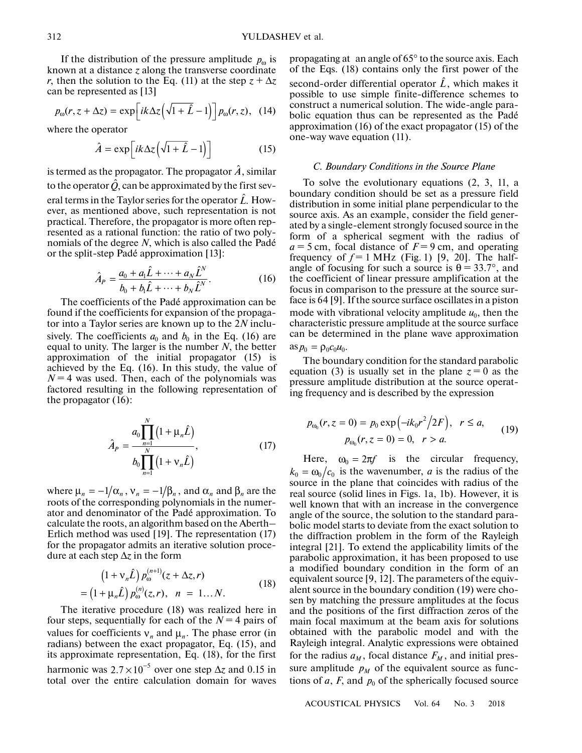If the distribution of the pressure amplitude $p_\omega$ is known at a distance $z$ along the transverse coordinate $r$, then the solution to the Eq. (11) at the step $z + \Delta z$ can be represented as [13]

$$p_\omega(r, z + \Delta z) = \exp\left[ik\Delta z\left(\sqrt{1+\hat{L}} - 1\right)\right] p_\omega(r, z), \quad (14)$$

where the operator

$$\hat{A} = \exp\left[ik\Delta z\left(\sqrt{1+\hat{L}} - 1\right)\right] \quad (15)$$

is termed as the propagator. The propagator $\hat{A}$, similar to the operator $\hat{Q}$, can be approximated by the first several terms in the Taylor series for the operator $\hat{L}$. However, as mentioned above, such representation is not practical. Therefore, the propagator is more often represented as a rational function: the ratio of two polynomials of the degree $N$, which is also called the Padé or the split-step Padé approximation [13]:

$$\hat{A}_P = \frac{a_0 + a_1\hat{L} + \cdots + a_N\hat{L}^N}{b_0 + b_1\hat{L} + \cdots + b_N\hat{L}^N}. \quad (16)$$

The coefficients of the Padé approximation can be found if the coefficients for expansion of the propagator into a Taylor series are known up to the $2N$ inclusively. The coefficients $a_0$ and $b_0$ in the Eq. (16) are equal to unity. The larger is the number $N$, the better approximation of the initial propagator (15) is achieved by the Eq. (16). In this study, the value of $N = 4$ was used. Then, each of the polynomials was factored resulting in the following representation of the propagator (16):

$$\hat{A}_P = \frac{a_0 \prod_{n=1}^{N}\left(1 + \mu_n\hat{L}\right)}{b_0 \prod_{n=1}^{N}\left(1 + \nu_n\hat{L}\right)}, \quad (17)$$

where $\mu_n = -1/\alpha_n$, $\nu_n = -1/\beta_n$, and $\alpha_n$ and $\beta_n$ are the roots of the corresponding polynomials in the numerator and denominator of the Padé approximation. To calculate the roots, an algorithm based on the Aberth–Erlich method was used [19]. The representation (17) for the propagator admits an iterative solution procedure at each step $\Delta z$ in the form

$$\left(1 + \nu_n\hat{L}\right) p_\omega^{(n+1)}(z + \Delta z, r) = \left(1 + \mu_n\hat{L}\right) p_\omega^{(n)}(z, r), \quad n = 1 \ldots N. \quad (18)$$

The iterative procedure (18) was realized here in four steps, sequentially for each of the $N = 4$ pairs of values for coefficients $\nu_n$ and $\mu_n$. The phase error (in radians) between the exact propagator, Eq. (15), and its approximate representation, Eq. (18), for the first harmonic was $2.7 \times 10^{-5}$ over one step $\Delta z$ and 0.15 in total over the entire calculation domain for waves propagating at an angle of 65° to the source axis. Each of the Eqs. (18) contains only the first power of the second-order differential operator $\hat{L}$, which makes it possible to use simple finite-difference schemes to construct a numerical solution. The wide-angle parabolic equation thus can be represented as the Padé approximation (16) of the exact propagator (15) of the one-way wave equation (11).

### C. Boundary Conditions in the Source Plane

To solve the evolutionary equations (2, 3, 11, a boundary condition should be set as a pressure field distribution in some initial plane perpendicular to the source axis. As an example, consider the field generated by a single-element strongly focused source in the form of a spherical segment with the radius of $a = 5$ cm, focal distance of $F = 9$ cm, and operating frequency of $f = 1$ MHz (Fig. 1) [9, 20]. The half-angle of focusing for such a source is $\theta = 33.7°$, and the coefficient of linear pressure amplification at the focus in comparison to the pressure at the source surface is 64 [9]. If the source surface oscillates in a piston mode with vibrational velocity amplitude $u_0$, then the characteristic pressure amplitude at the source surface can be determined in the plane wave approximation as $p_0 = \rho_0 c_0 u_0$.

The boundary condition for the standard parabolic equation (3) is usually set in the plane $z = 0$ as the pressure amplitude distribution at the source operating frequency and is described by the expression

$$p_{\omega_0}(r, z = 0) = p_0 \exp\left(-ik_0 r^2/2F\right), \quad r \le a,$$
$$p_{\omega_0}(r, z = 0) = 0, \quad r > a. \quad (19)$$

Here, $\omega_0 = 2\pi f$ is the circular frequency, $k_0 = \omega_0/c_0$ is the wavenumber, $a$ is the radius of the source in the plane that coincides with radius of the real source (solid lines in Figs. 1a, 1b). However, it is well known that with an increase in the convergence angle of the source, the solution to the standard parabolic model starts to deviate from the exact solution to the diffraction problem in the form of the Rayleigh integral [21]. To extend the applicability limits of the parabolic approximation, it has been proposed to use a modified boundary condition in the form of an equivalent source [9, 12]. The parameters of the equivalent source in the boundary condition (19) were chosen by matching the pressure amplitudes at the focus and the positions of the first diffraction zeros of the main focal maximum at the beam axis for solutions obtained with the parabolic model and with the Rayleigh integral. Analytic expressions were obtained for the radius $a_M$, focal distance $F_M$, and initial pressure amplitude $p_M$ of the equivalent source as functions of $a$, $F$, and $p_0$ of the spherically focused source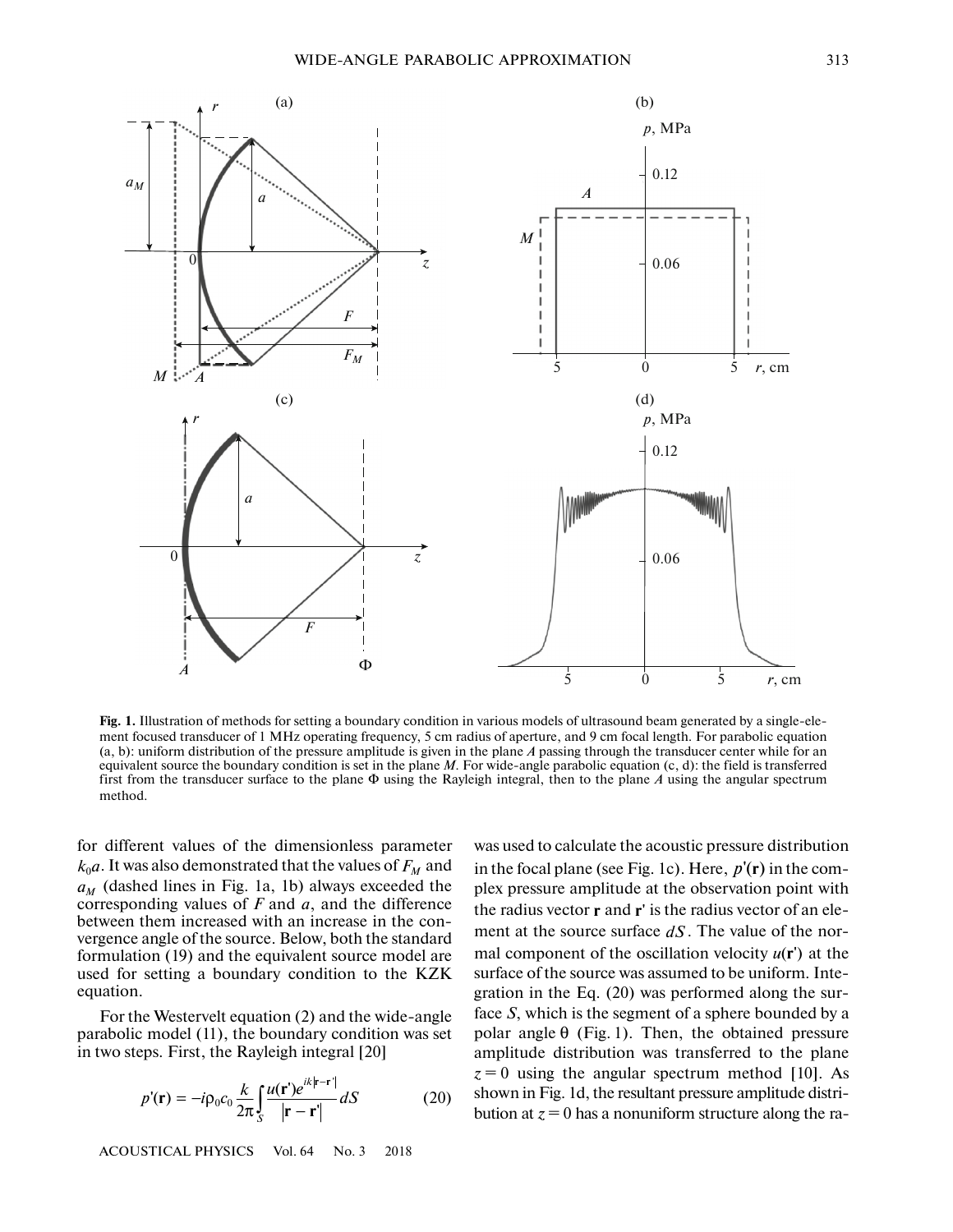**Fig. 1.** Illustration of methods for setting a boundary condition in various models of ultrasound beam generated by a single-element focused transducer of 1 MHz operating frequency, 5 cm radius of aperture, and 9 cm focal length. For parabolic equation (a, b): uniform distribution of the pressure amplitude is given in the plane *A* passing through the transducer center while for an equivalent source the boundary condition is set in the plane *M*. For wide-angle parabolic equation (c, d): the field is transferred first from the transducer surface to the plane Φ using the Rayleigh integral, then to the plane *A* using the angular spectrum method.

for different values of the dimensionless parameter $k_0a$. It was also demonstrated that the values of $F_M$ and $a_M$ (dashed lines in Fig. 1a, 1b) always exceeded the corresponding values of $F$ and $a$, and the difference between them increased with an increase in the convergence angle of the source. Below, both the standard formulation (19) and the equivalent source model are used for setting a boundary condition to the KZK equation.

For the Westervelt equation (2) and the wide-angle parabolic model (11), the boundary condition was set in two steps. First, the Rayleigh integral [20]

$$p'(\mathbf{r}) = -i\rho_0 c_0 \frac{k}{2\pi} \int_S \frac{u(\mathbf{r}') e^{ik|\mathbf{r}-\mathbf{r}'|}}{|\mathbf{r}-\mathbf{r}'|} dS \tag{20}$$

was used to calculate the acoustic pressure distribution in the focal plane (see Fig. 1c). Here, $p'(\mathbf{r})$ in the complex pressure amplitude at the observation point with the radius vector $\mathbf{r}$ and $\mathbf{r}'$ is the radius vector of an element at the source surface $dS$. The value of the normal component of the oscillation velocity $u(\mathbf{r}')$ at the surface of the source was assumed to be uniform. Integration in the Eq. (20) was performed along the surface $S$, which is the segment of a sphere bounded by a polar angle $\theta$ (Fig. 1). Then, the obtained pressure amplitude distribution was transferred to the plane $z = 0$ using the angular spectrum method [10]. As shown in Fig. 1d, the resultant pressure amplitude distribution at $z = 0$ has a nonuniform structure along the ra-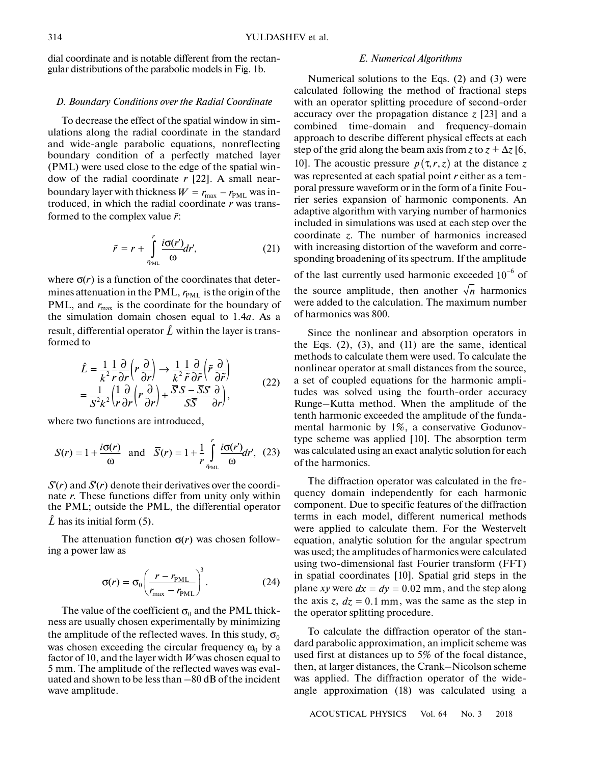dial coordinate and is notable different from the rectangular distributions of the parabolic models in Fig. 1b.

### D. Boundary Conditions over the Radial Coordinate

To decrease the effect of the spatial window in simulations along the radial coordinate in the standard and wide-angle parabolic equations, nonreflecting boundary condition of a perfectly matched layer (PML) were used close to the edge of the spatial window of the radial coordinate $r$ [22]. A small near-boundary layer with thickness $W = r_{\max} - r_{\text{PML}}$ was introduced, in which the radial coordinate $r$ was transformed to the complex value $\tilde{r}$:

$$\tilde{r} = r + \int_{r_{\text{PML}}}^{r} \frac{i\sigma(r')}{\omega} dr', \tag{21}$$

where $\sigma(r)$ is a function of the coordinates that determines attenuation in the PML, $r_{\text{PML}}$ is the origin of the PML, and $r_{\max}$ is the coordinate for the boundary of the simulation domain chosen equal to $1.4a$. As a result, differential operator $\hat{L}$ within the layer is transformed to

$$\begin{aligned}\hat{L} &= \frac{1}{k^2}\frac{1}{r}\frac{\partial}{\partial r}\left(r\frac{\partial}{\partial r}\right) \to \frac{1}{k^2}\frac{1}{\tilde{r}}\frac{\partial}{\partial \tilde{r}}\left(\tilde{r}\frac{\partial}{\partial \tilde{r}}\right) \\ &= \frac{1}{S^2k^2}\left(\frac{1}{r}\frac{\partial}{\partial r}\left(r\frac{\partial}{\partial r}\right) + \frac{\bar{S}'S - \bar{S}S'}{S\bar{S}}\frac{\partial}{\partial r}\right),\end{aligned} \tag{22}$$

where two functions are introduced,

$$S(r) = 1 + \frac{i\sigma(r)}{\omega} \quad \text{and} \quad \bar{S}(r) = 1 + \frac{1}{r}\int_{r_{\text{PML}}}^{r} \frac{i\sigma(r')}{\omega} dr', \tag{23}$$

$S'(r)$ and $\bar{S}'(r)$ denote their derivatives over the coordinate $r$. These functions differ from unity only within the PML; outside the PML, the differential operator $\hat{L}$ has its initial form (5).

The attenuation function $\sigma(r)$ was chosen following a power law as

$$\sigma(r) = \sigma_0\left(\frac{r - r_{\text{PML}}}{r_{\max} - r_{\text{PML}}}\right)^3. \tag{24}$$

The value of the coefficient $\sigma_0$ and the PML thickness are usually chosen experimentally by minimizing the amplitude of the reflected waves. In this study, $\sigma_0$ was chosen exceeding the circular frequency $\omega_0$ by a factor of 10, and the layer width $W$ was chosen equal to 5 mm. The amplitude of the reflected waves was evaluated and shown to be less than −80 dB of the incident wave amplitude.

### E. Numerical Algorithms

Numerical solutions to the Eqs. (2) and (3) were calculated following the method of fractional steps with an operator splitting procedure of second-order accuracy over the propagation distance $z$ [23] and a combined time-domain and frequency-domain approach to describe different physical effects at each step of the grid along the beam axis from $z$ to $z + \Delta z$ [6, 10]. The acoustic pressure $p(\tau, r, z)$ at the distance $z$ was represented at each spatial point $r$ either as a temporal pressure waveform or in the form of a finite Fourier series expansion of harmonic components. An adaptive algorithm with varying number of harmonics included in simulations was used at each step over the coordinate $z$. The number of harmonics increased with increasing distortion of the waveform and corresponding broadening of its spectrum. If the amplitude of the last currently used harmonic exceeded $10^{-6}$ of the source amplitude, then another $\sqrt{n}$ harmonics were added to the calculation. The maximum number of harmonics was 800.

Since the nonlinear and absorption operators in the Eqs. (2), (3), and (11) are the same, identical methods to calculate them were used. To calculate the nonlinear operator at small distances from the source, a set of coupled equations for the harmonic amplitudes was solved using the fourth-order accuracy Runge–Kutta method. When the amplitude of the tenth harmonic exceeded the amplitude of the fundamental harmonic by 1%, a conservative Godunov-type scheme was applied [10]. The absorption term was calculated using an exact analytic solution for each of the harmonics.

The diffraction operator was calculated in the frequency domain independently for each harmonic component. Due to specific features of the diffraction terms in each model, different numerical methods were applied to calculate them. For the Westervelt equation, analytic solution for the angular spectrum was used; the amplitudes of harmonics were calculated using two-dimensional fast Fourier transform (FFT) in spatial coordinates [10]. Spatial grid steps in the plane $xy$ were $dx = dy = 0.02$ mm, and the step along the axis $z$, $dz = 0.1$ mm, was the same as the step in the operator splitting procedure.

To calculate the diffraction operator of the standard parabolic approximation, an implicit scheme was used first at distances up to 5% of the focal distance, then, at larger distances, the Crank–Nicolson scheme was applied. The diffraction operator of the wide-angle approximation (18) was calculated using a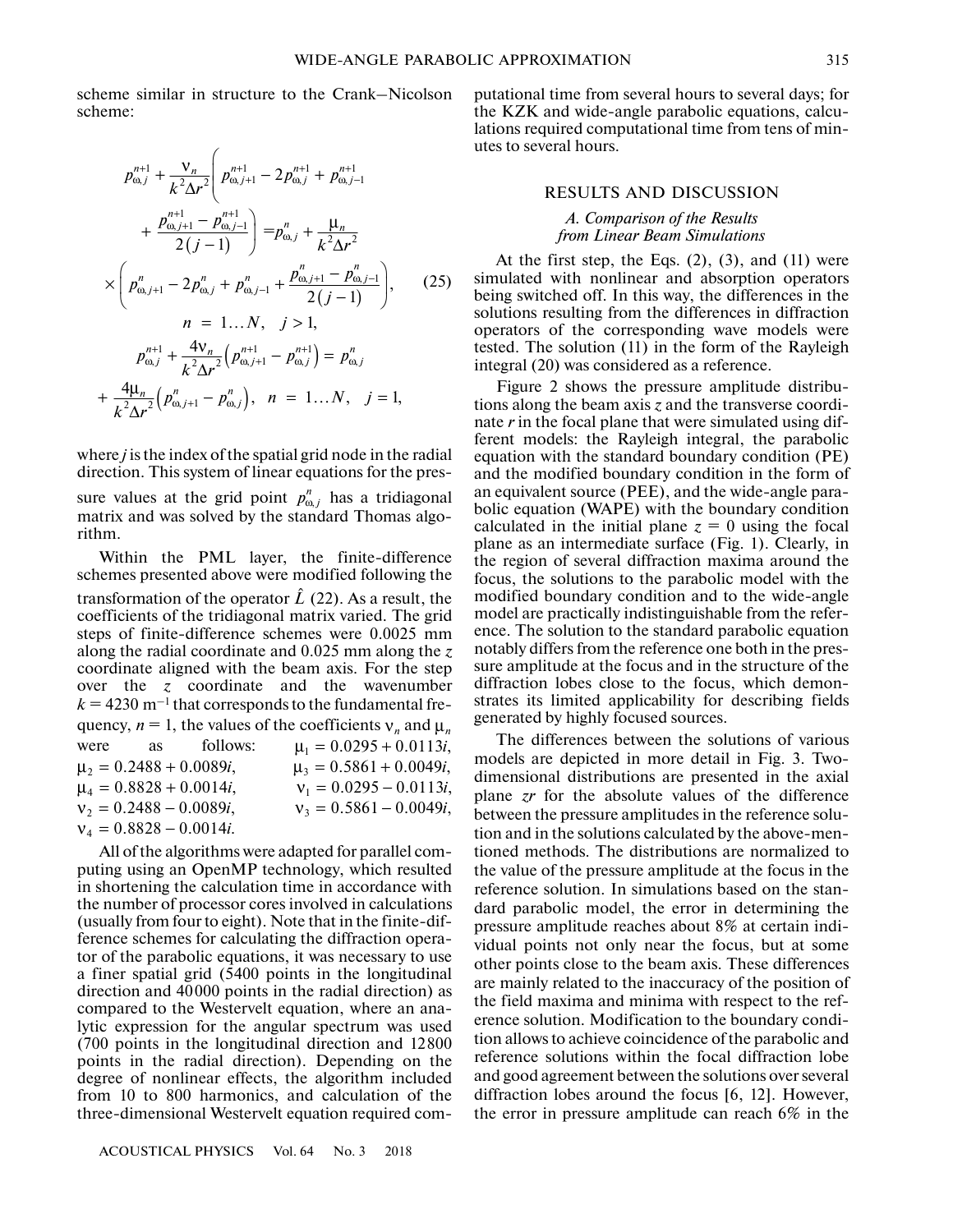scheme similar in structure to the Crank–Nicolson scheme:

$$
\begin{gathered}
p_{\omega,j}^{n+1} + \frac{\nu_n}{k^2\Delta r^2}\left( p_{\omega,j+1}^{n+1} - 2p_{\omega,j}^{n+1} + p_{\omega,j-1}^{n+1} + \frac{p_{\omega,j+1}^{n+1} - p_{\omega,j-1}^{n+1}}{2(j-1)} \right) = p_{\omega,j}^{n} + \frac{\mu_n}{k^2\Delta r^2} \\
\times \left( p_{\omega,j+1}^{n} - 2p_{\omega,j}^{n} + p_{\omega,j-1}^{n} + \frac{p_{\omega,j+1}^{n} - p_{\omega,j-1}^{n}}{2(j-1)} \right), \\
n = 1 \ldots N, \quad j > 1, \\
p_{\omega,j}^{n+1} + \frac{4\nu_n}{k^2\Delta r^2}\left( p_{\omega,j+1}^{n+1} - p_{\omega,j}^{n+1} \right) = p_{\omega,j}^{n} \\
+ \frac{4\mu_n}{k^2\Delta r^2}\left( p_{\omega,j+1}^{n} - p_{\omega,j}^{n} \right), \quad n = 1 \ldots N, \quad j = 1,
\end{gathered}
\tag{25}
$$

where $j$ is the index of the spatial grid node in the radial direction. This system of linear equations for the pressure values at the grid point $p_{\omega,j}^{n}$ has a tridiagonal matrix and was solved by the standard Thomas algorithm.

Within the PML layer, the finite-difference schemes presented above were modified following the transformation of the operator $\hat{L}$ (22). As a result, the coefficients of the tridiagonal matrix varied. The grid steps of finite-difference schemes were 0.0025 mm along the radial coordinate and 0.025 mm along the $z$ coordinate aligned with the beam axis. For the step over the $z$ coordinate and the wavenumber $k = 4230\ \text{m}^{-1}$ that corresponds to the fundamental frequency, $n = 1$, the values of the coefficients $\nu_n$ and $\mu_n$ were as follows: $\mu_1 = 0.0295 + 0.0113i$, $\mu_2 = 0.2488 + 0.0089i$, $\mu_3 = 0.5861 + 0.0049i$, $\mu_4 = 0.8828 + 0.0014i$, $\nu_1 = 0.0295 - 0.0113i$, $\nu_2 = 0.2488 - 0.0089i$, $\nu_3 = 0.5861 - 0.0049i$, $\nu_4 = 0.8828 - 0.0014i$.

All of the algorithms were adapted for parallel computing using an OpenMP technology, which resulted in shortening the calculation time in accordance with the number of processor cores involved in calculations (usually from four to eight). Note that in the finite-difference schemes for calculating the diffraction operator of the parabolic equations, it was necessary to use a finer spatial grid (5400 points in the longitudinal direction and 40000 points in the radial direction) as compared to the Westervelt equation, where an analytic expression for the angular spectrum was used (700 points in the longitudinal direction and 12800 points in the radial direction). Depending on the degree of nonlinear effects, the algorithm included from 10 to 800 harmonics, and calculation of the three-dimensional Westervelt equation required computational time from several hours to several days; for the KZK and wide-angle parabolic equations, calculations required computational time from tens of minutes to several hours.

## RESULTS AND DISCUSSION

### *A. Comparison of the Results from Linear Beam Simulations*

At the first step, the Eqs. (2), (3), and (11) were simulated with nonlinear and absorption operators being switched off. In this way, the differences in the solutions resulting from the differences in diffraction operators of the corresponding wave models were tested. The solution (11) in the form of the Rayleigh integral (20) was considered as a reference.

Figure 2 shows the pressure amplitude distributions along the beam axis $z$ and the transverse coordinate $r$ in the focal plane that were simulated using different models: the Rayleigh integral, the parabolic equation with the standard boundary condition (PE) and the modified boundary condition in the form of an equivalent source (PEE), and the wide-angle parabolic equation (WAPE) with the boundary condition calculated in the initial plane $z = 0$ using the focal plane as an intermediate surface (Fig. 1). Clearly, in the region of several diffraction maxima around the focus, the solutions to the parabolic model with the modified boundary condition and to the wide-angle model are practically indistinguishable from the reference. The solution to the standard parabolic equation notably differs from the reference one both in the pressure amplitude at the focus and in the structure of the diffraction lobes close to the focus, which demonstrates its limited applicability for describing fields generated by highly focused sources.

The differences between the solutions of various models are depicted in more detail in Fig. 3. Two-dimensional distributions are presented in the axial plane $zr$ for the absolute values of the difference between the pressure amplitudes in the reference solution and in the solutions calculated by the above-mentioned methods. The distributions are normalized to the value of the pressure amplitude at the focus in the reference solution. In simulations based on the standard parabolic model, the error in determining the pressure amplitude reaches about 8% at certain individual points not only near the focus, but at some other points close to the beam axis. These differences are mainly related to the inaccuracy of the position of the field maxima and minima with respect to the reference solution. Modification to the boundary condition allows to achieve coincidence of the parabolic and reference solutions within the focal diffraction lobe and good agreement between the solutions over several diffraction lobes around the focus [6, 12]. However, the error in pressure amplitude can reach 6% in the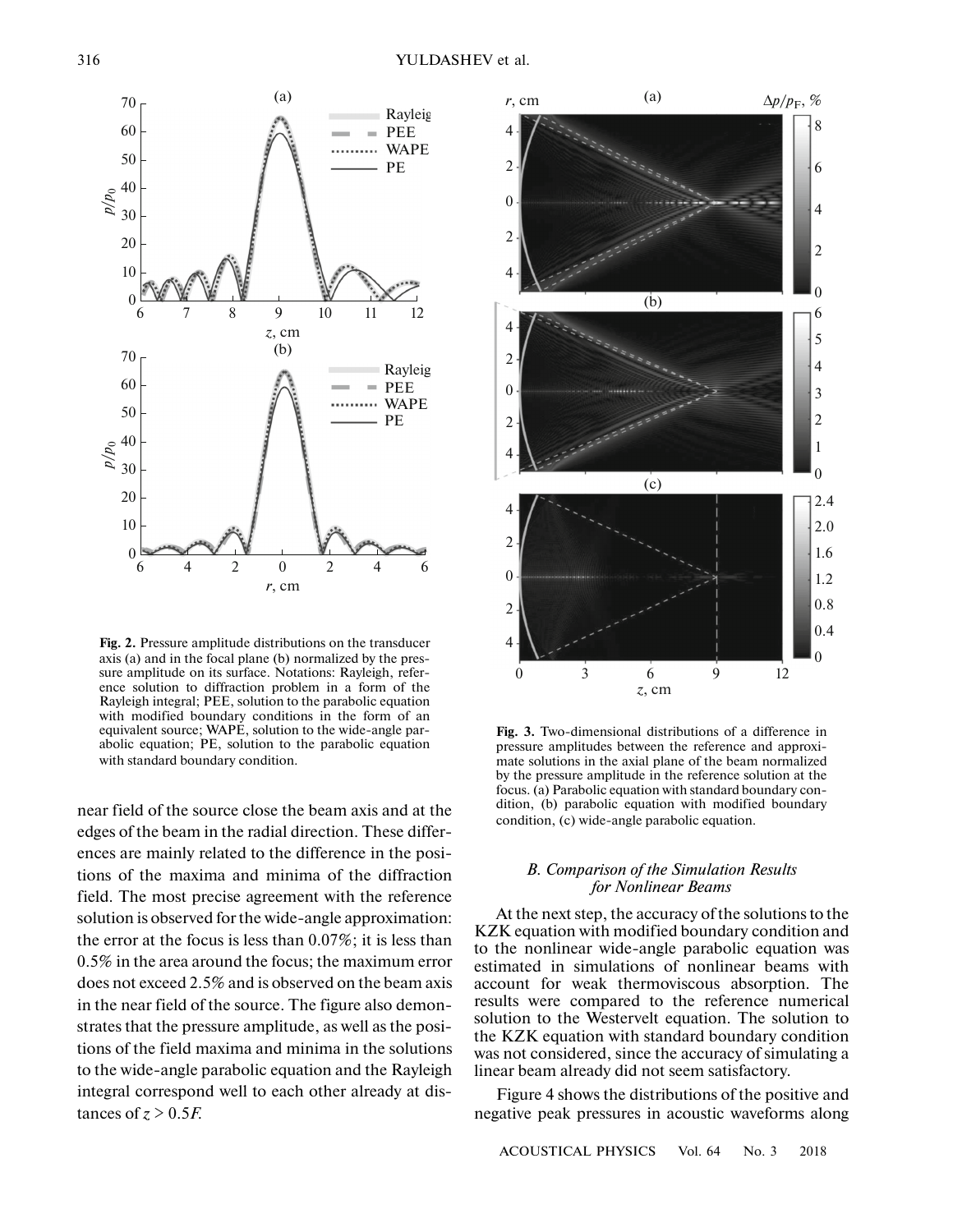**Fig. 2.** Pressure amplitude distributions on the transducer axis (a) and in the focal plane (b) normalized by the pressure amplitude on its surface. Notations: Rayleigh, reference solution to diffraction problem in a form of the Rayleigh integral; PEE, solution to the parabolic equation with modified boundary conditions in the form of an equivalent source; WAPE, solution to the wide-angle parabolic equation; PE, solution to the parabolic equation with standard boundary condition.

near field of the source close the beam axis and at the edges of the beam in the radial direction. These differences are mainly related to the difference in the positions of the maxima and minima of the diffraction field. The most precise agreement with the reference solution is observed for the wide-angle approximation: the error at the focus is less than 0.07%; it is less than 0.5% in the area around the focus; the maximum error does not exceed 2.5% and is observed on the beam axis in the near field of the source. The figure also demonstrates that the pressure amplitude, as well as the positions of the field maxima and minima in the solutions to the wide-angle parabolic equation and the Rayleigh integral correspond well to each other already at distances of $z > 0.5F$.

**Fig. 3.** Two-dimensional distributions of a difference in pressure amplitudes between the reference and approximate solutions in the axial plane of the beam normalized by the pressure amplitude in the reference solution at the focus. (a) Parabolic equation with standard boundary condition, (b) parabolic equation with modified boundary condition, (c) wide-angle parabolic equation.

### *B. Comparison of the Simulation Results for Nonlinear Beams*

At the next step, the accuracy of the solutions to the KZK equation with modified boundary condition and to the nonlinear wide-angle parabolic equation was estimated in simulations of nonlinear beams with account for weak thermoviscous absorption. The results were compared to the reference numerical solution to the Westervelt equation. The solution to the KZK equation with standard boundary condition was not considered, since the accuracy of simulating a linear beam already did not seem satisfactory.

Figure 4 shows the distributions of the positive and negative peak pressures in acoustic waveforms along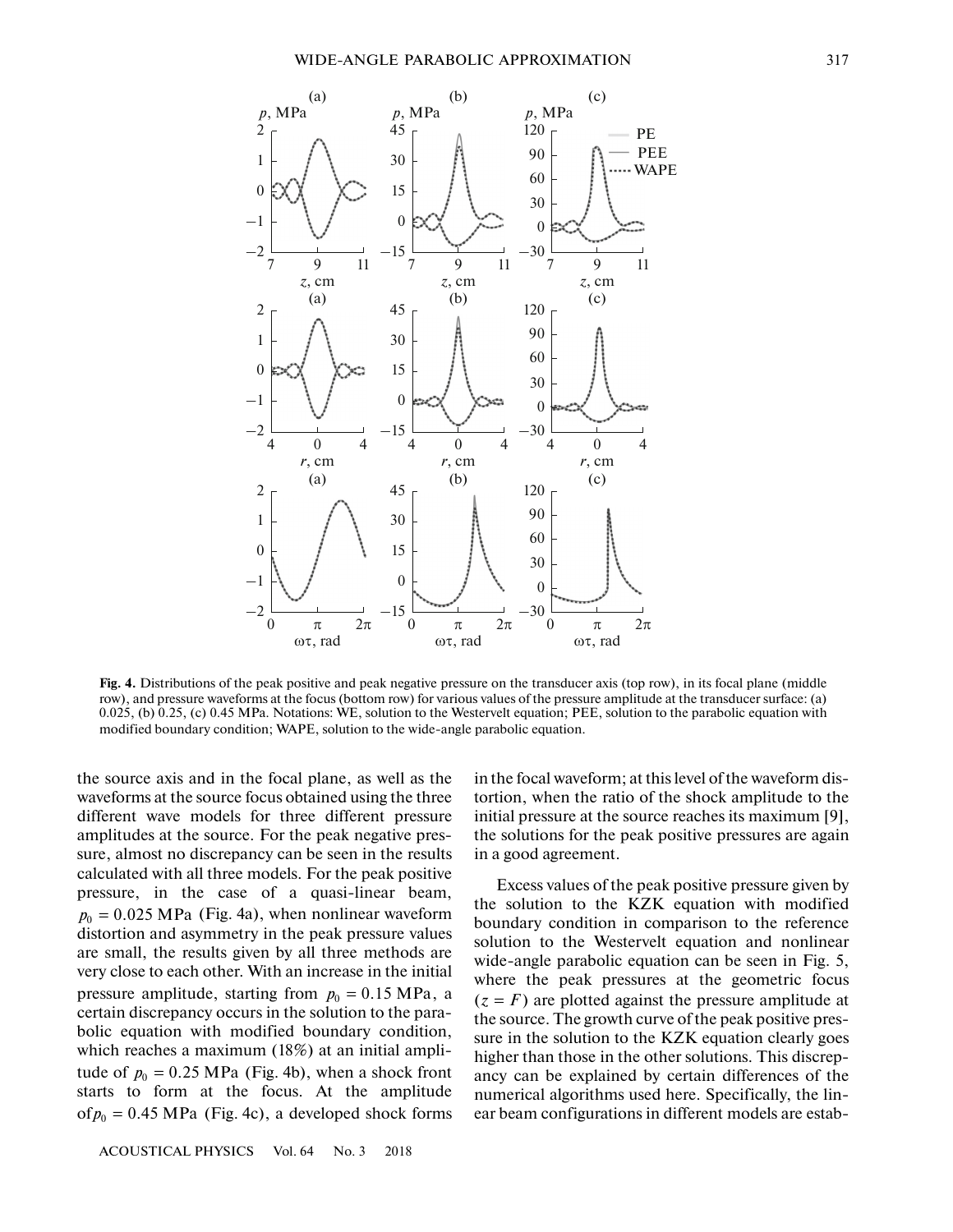**Fig. 4.** Distributions of the peak positive and peak negative pressure on the transducer axis (top row), in its focal plane (middle row), and pressure waveforms at the focus (bottom row) for various values of the pressure amplitude at the transducer surface: (a) 0.025, (b) 0.25, (c) 0.45 MPa. Notations: WE, solution to the Westervelt equation; PEE, solution to the parabolic equation with modified boundary condition; WAPE, solution to the wide-angle parabolic equation.

the source axis and in the focal plane, as well as the waveforms at the source focus obtained using the three different wave models for three different pressure amplitudes at the source. For the peak negative pressure, almost no discrepancy can be seen in the results calculated with all three models. For the peak positive pressure, in the case of a quasi-linear beam, $p_0 = 0.025$ MPa (Fig. 4a), when nonlinear waveform distortion and asymmetry in the peak pressure values are small, the results given by all three methods are very close to each other. With an increase in the initial pressure amplitude, starting from $p_0 = 0.15$ MPa, a certain discrepancy occurs in the solution to the parabolic equation with modified boundary condition, which reaches a maximum (18%) at an initial amplitude of $p_0 = 0.25$ MPa (Fig. 4b), when a shock front starts to form at the focus. At the amplitude of $p_0 = 0.45$ MPa (Fig. 4c), a developed shock forms in the focal waveform; at this level of the waveform distortion, when the ratio of the shock amplitude to the initial pressure at the source reaches its maximum [9], the solutions for the peak positive pressures are again in a good agreement.

Excess values of the peak positive pressure given by the solution to the KZK equation with modified boundary condition in comparison to the reference solution to the Westervelt equation and nonlinear wide-angle parabolic equation can be seen in Fig. 5, where the peak pressures at the geometric focus ($z = F$) are plotted against the pressure amplitude at the source. The growth curve of the peak positive pressure in the solution to the KZK equation clearly goes higher than those in the other solutions. This discrepancy can be explained by certain differences of the numerical algorithms used here. Specifically, the linear beam configurations in different models are estab-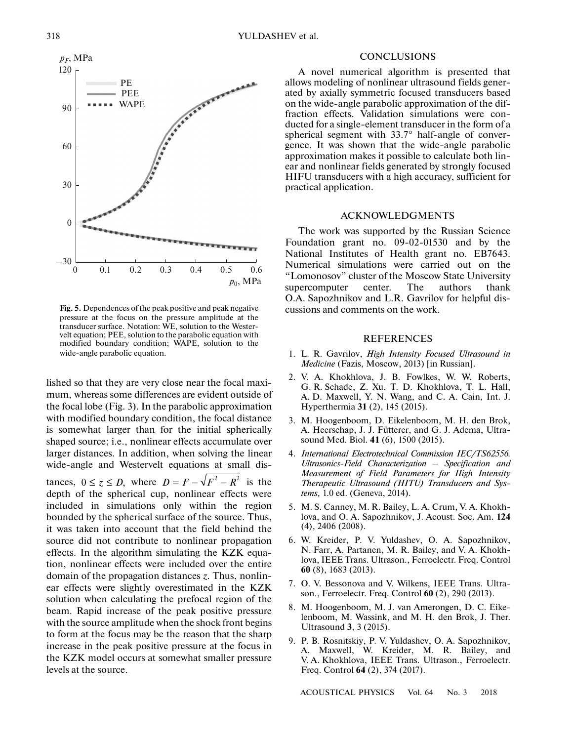**Fig. 5.** Dependences of the peak positive and peak negative pressure at the focus on the pressure amplitude at the transducer surface. Notation: WE, solution to the Westervelt equation; PEE, solution to the parabolic equation with modified boundary condition; WAPE, solution to the wide-angle parabolic equation.

lished so that they are very close near the focal maximum, whereas some differences are evident outside of the focal lobe (Fig. 3). In the parabolic approximation with modified boundary condition, the focal distance is somewhat larger than for the initial spherically shaped source; i.e., nonlinear effects accumulate over larger distances. In addition, when solving the linear wide-angle and Westervelt equations at small distances, $0 \leq z \leq D$, where $D = F - \sqrt{F^2 - R^2}$ is the depth of the spherical cup, nonlinear effects were included in simulations only within the region bounded by the spherical surface of the source. Thus, it was taken into account that the field behind the source did not contribute to nonlinear propagation effects. In the algorithm simulating the KZK equation, nonlinear effects were included over the entire domain of the propagation distances $z$. Thus, nonlinear effects were slightly overestimated in the KZK solution when calculating the prefocal region of the beam. Rapid increase of the peak positive pressure with the source amplitude when the shock front begins to form at the focus may be the reason that the sharp increase in the peak positive pressure at the focus in the KZK model occurs at somewhat smaller pressure levels at the source.

## CONCLUSIONS

A novel numerical algorithm is presented that allows modeling of nonlinear ultrasound fields generated by axially symmetric focused transducers based on the wide-angle parabolic approximation of the diffraction effects. Validation simulations were conducted for a single-element transducer in the form of a spherical segment with 33.7° half-angle of convergence. It was shown that the wide-angle parabolic approximation makes it possible to calculate both linear and nonlinear fields generated by strongly focused HIFU transducers with a high accuracy, sufficient for practical application.

## ACKNOWLEDGMENTS

The work was supported by the Russian Science Foundation grant no. 09-02-01530 and by the National Institutes of Health grant no. EB7643. Numerical simulations were carried out on the "Lomonosov" cluster of the Moscow State University supercomputer center. The authors thank O.A. Sapozhnikov and L.R. Gavrilov for helpful discussions and comments on the work.

## REFERENCES

1. L. R. Gavrilov, *High Intensity Focused Ultrasound in Medicine* (Fazis, Moscow, 2013) [in Russian].
2. V. A. Khokhlova, J. B. Fowlkes, W. W. Roberts, G. R. Schade, Z. Xu, T. D. Khokhlova, T. L. Hall, A. D. Maxwell, Y. N. Wang, and C. A. Cain, Int. J. Hyperthermia **31** (2), 145 (2015).
3. M. Hoogenboom, D. Eikelenboom, M. H. den Brok, A. Heerschap, J. J. Fütterer, and G. J. Adema, Ultrasound Med. Biol. **41** (6), 1500 (2015).
4. *International Electrotechnical Commission IEC/TS62556. Ultrasonics-Field Characterization – Specification and Measurement of Field Parameters for High Intensity Therapeutic Ultrasound (HITU) Transducers and Systems,* 1.0 ed. (Geneva, 2014).
5. M. S. Canney, M. R. Bailey, L. A. Crum, V. A. Khokhlova, and O. A. Sapozhnikov, J. Acoust. Soc. Am. **124** (4), 2406 (2008).
6. W. Kreider, P. V. Yuldashev, O. A. Sapozhnikov, N. Farr, A. Partanen, M. R. Bailey, and V. A. Khokhlova, IEEE Trans. Ultrason., Ferroelectr. Freq. Control **60** (8), 1683 (2013).
7. O. V. Bessonova and V. Wilkens, IEEE Trans. Ultrason., Ferroelectr. Freq. Control **60** (2), 290 (2013).
8. M. Hoogenboom, M. J. van Amerongen, D. C. Eikelenboom, M. Wassink, and M. H. den Brok, J. Ther. Ultrasound **3**, 3 (2015).
9. P. B. Rosnitskiy, P. V. Yuldashev, O. A. Sapozhnikov, A. Maxwell, W. Kreider, M. R. Bailey, and V. A. Khokhlova, IEEE Trans. Ultrason., Ferroelectr. Freq. Control **64** (2), 374 (2017).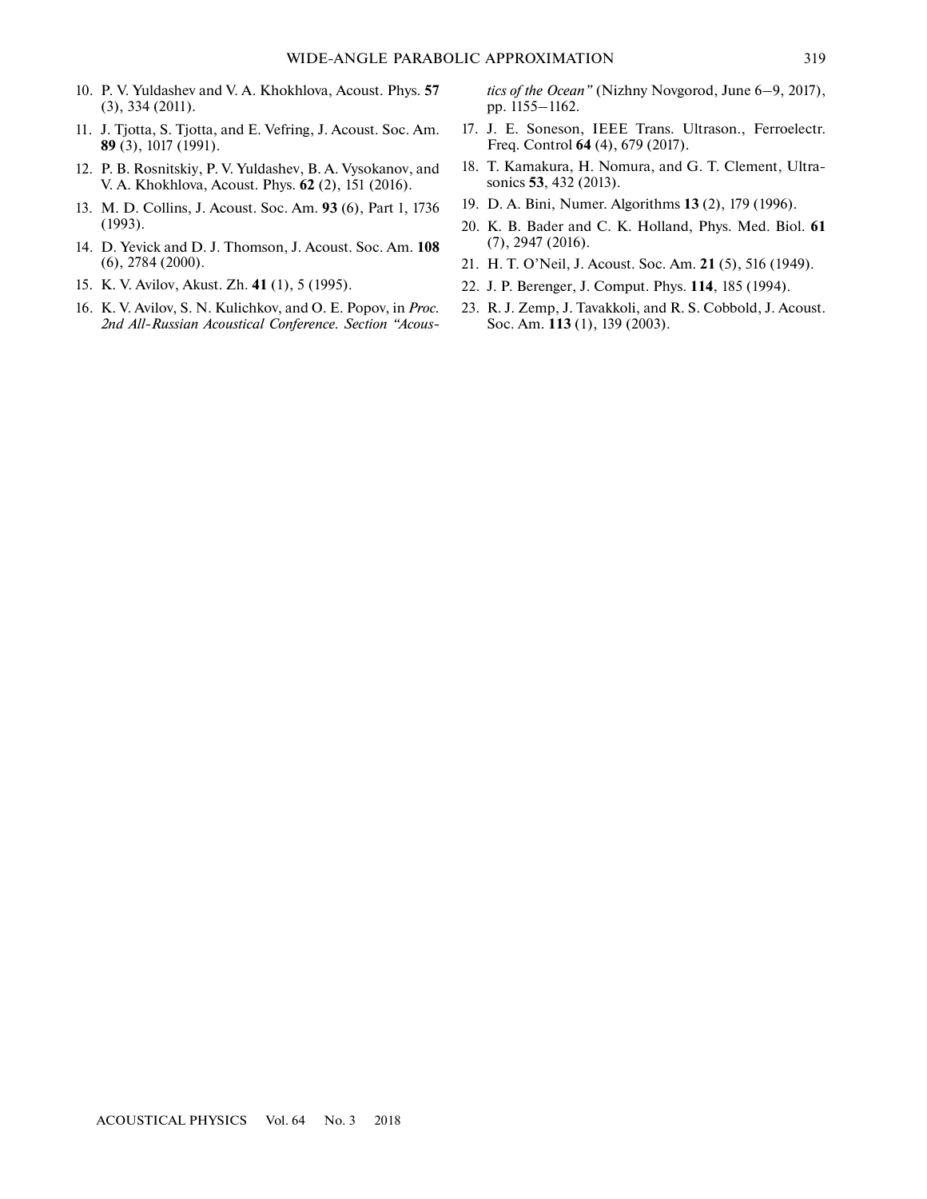10. P. V. Yuldashev and V. A. Khokhlova, Acoust. Phys. **57** (3), 334 (2011).
11. J. Tjotta, S. Tjotta, and E. Vefring, J. Acoust. Soc. Am. **89** (3), 1017 (1991).
12. P. B. Rosnitskiy, P. V. Yuldashev, B. A. Vysokanov, and V. A. Khokhlova, Acoust. Phys. **62** (2), 151 (2016).
13. M. D. Collins, J. Acoust. Soc. Am. **93** (6), Part 1, 1736 (1993).
14. D. Yevick and D. J. Thomson, J. Acoust. Soc. Am. **108** (6), 2784 (2000).
15. K. V. Avilov, Akust. Zh. **41** (1), 5 (1995).
16. K. V. Avilov, S. N. Kulichkov, and O. E. Popov, in *Proc. 2nd All-Russian Acoustical Conference. Section "Acoustics of the Ocean"* (Nizhny Novgorod, June 6–9, 2017), pp. 1155–1162.
17. J. E. Soneson, IEEE Trans. Ultrason., Ferroelectr. Freq. Control **64** (4), 679 (2017).
18. T. Kamakura, H. Nomura, and G. T. Clement, Ultrasonics **53**, 432 (2013).
19. D. A. Bini, Numer. Algorithms **13** (2), 179 (1996).
20. K. B. Bader and C. K. Holland, Phys. Med. Biol. **61** (7), 2947 (2016).
21. H. T. O'Neil, J. Acoust. Soc. Am. **21** (5), 516 (1949).
22. J. P. Berenger, J. Comput. Phys. **114**, 185 (1994).
23. R. J. Zemp, J. Tavakkoli, and R. S. Cobbold, J. Acoust. Soc. Am. **113** (1), 139 (2003).